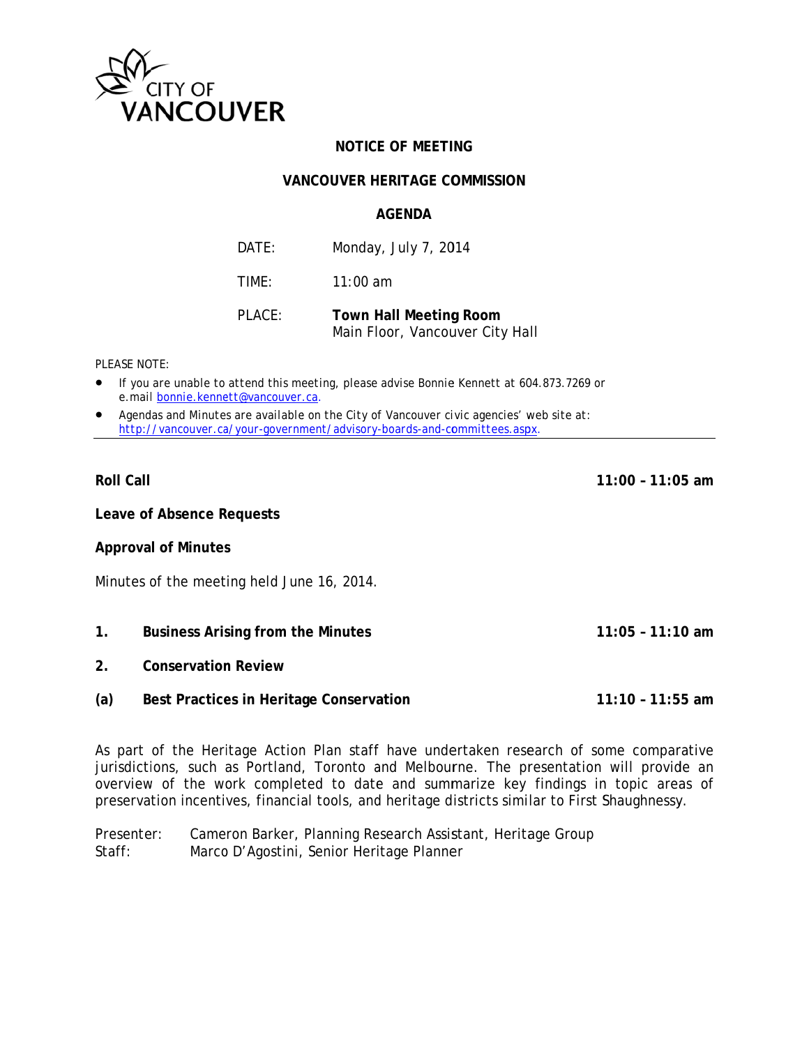CITY OF VANCOUVER

# NOTICE OF MEETING

## VANCOUVER HERITAGE COMMISSION

## AGENDA

DATE: Monday, July 7, 2014

TIME: 11:00 am

PLACE: **Town Hall Meeting Room**
Main Floor, Vancouver City Hall

PLEASE NOTE:

- If you are unable to attend this meeting, please advise Bonnie Kennett at 604.873.7269 or e.mail bonnie.kennett@vancouver.ca.
- Agendas and Minutes are available on the City of Vancouver civic agencies' web site at: http://vancouver.ca/your-government/advisory-boards-and-committees.aspx.

---

**Roll Call** **11:00 – 11:05 am**

**Leave of Absence Requests**

**Approval of Minutes**

Minutes of the meeting held June 16, 2014.

**1. Business Arising from the Minutes** **11:05 – 11:10 am**

**2. Conservation Review**

**(a) Best Practices in Heritage Conservation** **11:10 – 11:55 am**

As part of the Heritage Action Plan staff have undertaken research of some comparative jurisdictions, such as Portland, Toronto and Melbourne. The presentation will provide an overview of the work completed to date and summarize key findings in topic areas of preservation incentives, financial tools, and heritage districts similar to First Shaughnessy.

Presenter: Cameron Barker, Planning Research Assistant, Heritage Group
Staff: Marco D'Agostini, Senior Heritage Planner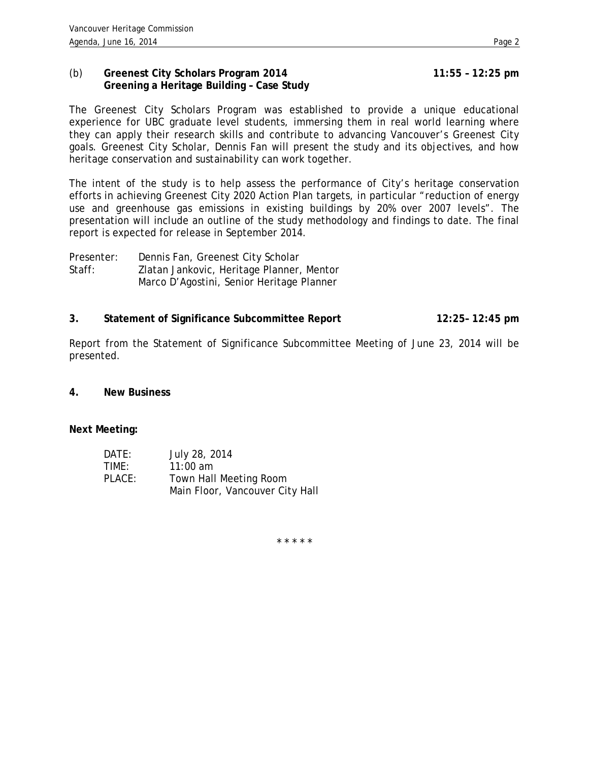(b) **Greenest City Scholars Program 2014 — 11:55 – 12:25 pm**
**Greening a Heritage Building – Case Study**

The Greenest City Scholars Program was established to provide a unique educational experience for UBC graduate level students, immersing them in real world learning where they can apply their research skills and contribute to advancing Vancouver's Greenest City goals. Greenest City Scholar, Dennis Fan will present the study and its objectives, and how heritage conservation and sustainability can work together.

The intent of the study is to help assess the performance of City's heritage conservation efforts in achieving Greenest City 2020 Action Plan targets, in particular "reduction of energy use and greenhouse gas emissions in existing buildings by 20% over 2007 levels". The presentation will include an outline of the study methodology and findings to date. The final report is expected for release in September 2014.

Presenter: Dennis Fan, Greenest City Scholar
Staff: Zlatan Jankovic, Heritage Planner, Mentor
Marco D'Agostini, Senior Heritage Planner

**3. Statement of Significance Subcommittee Report — 12:25– 12:45 pm**

Report from the Statement of Significance Subcommittee Meeting of June 23, 2014 will be presented.

**4. New Business**

**Next Meeting:**

| | |
|---|---|
| DATE: | July 28, 2014 |
| TIME: | 11:00 am |
| PLACE: | Town Hall Meeting Room<br>Main Floor, Vancouver City Hall |

\* \* \* \* \*